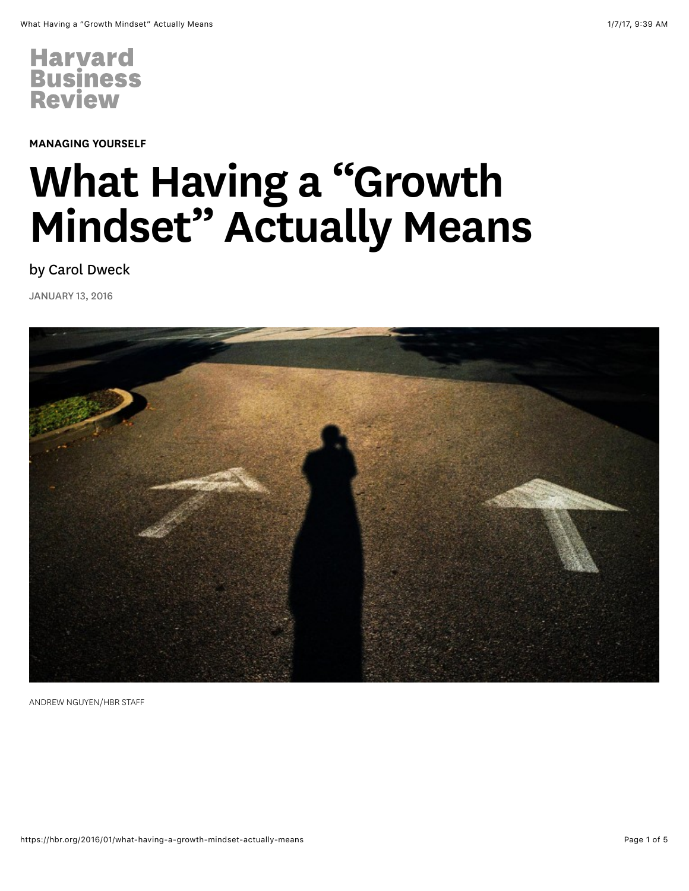Harvard Business Review

MANAGING YOURSELF

# What Having a "Growth Mindset" Actually Means

by Carol Dweck

JANUARY 13, 2016

ANDREW NGUYEN/HBR STAFF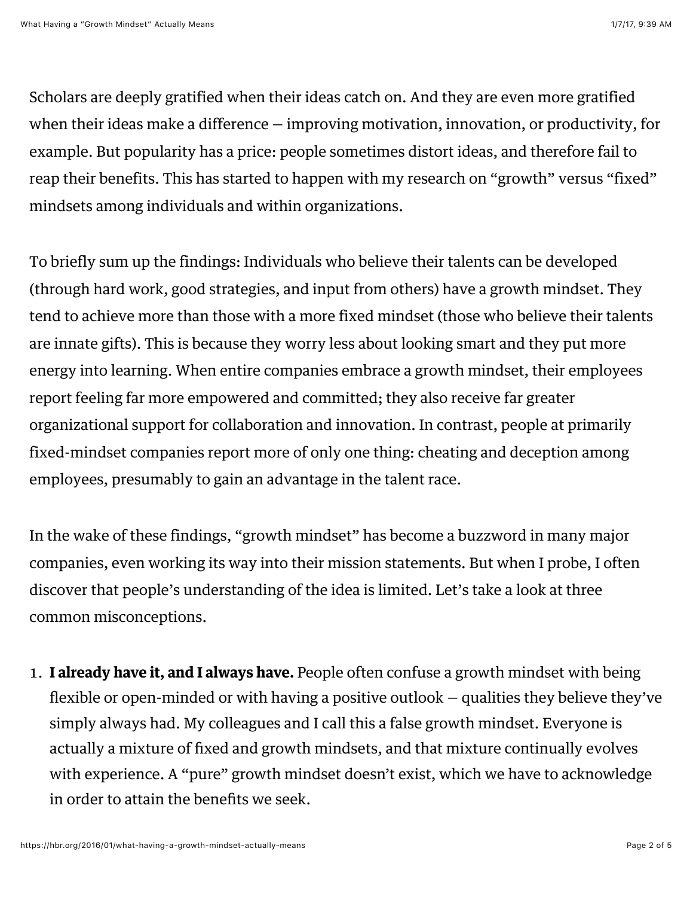Scholars are deeply gratified when their ideas catch on. And they are even more gratified when their ideas make a difference — improving motivation, innovation, or productivity, for example. But popularity has a price: people sometimes distort ideas, and therefore fail to reap their benefits. This has started to happen with my research on "growth" versus "fixed" mindsets among individuals and within organizations.

To briefly sum up the findings: Individuals who believe their talents can be developed (through hard work, good strategies, and input from others) have a growth mindset. They tend to achieve more than those with a more fixed mindset (those who believe their talents are innate gifts). This is because they worry less about looking smart and they put more energy into learning. When entire companies embrace a growth mindset, their employees report feeling far more empowered and committed; they also receive far greater organizational support for collaboration and innovation. In contrast, people at primarily fixed-mindset companies report more of only one thing: cheating and deception among employees, presumably to gain an advantage in the talent race.

In the wake of these findings, "growth mindset" has become a buzzword in many major companies, even working its way into their mission statements. But when I probe, I often discover that people's understanding of the idea is limited. Let's take a look at three common misconceptions.

1. **I already have it, and I always have.** People often confuse a growth mindset with being flexible or open-minded or with having a positive outlook — qualities they believe they've simply always had. My colleagues and I call this a false growth mindset. Everyone is actually a mixture of fixed and growth mindsets, and that mixture continually evolves with experience. A "pure" growth mindset doesn't exist, which we have to acknowledge in order to attain the benefits we seek.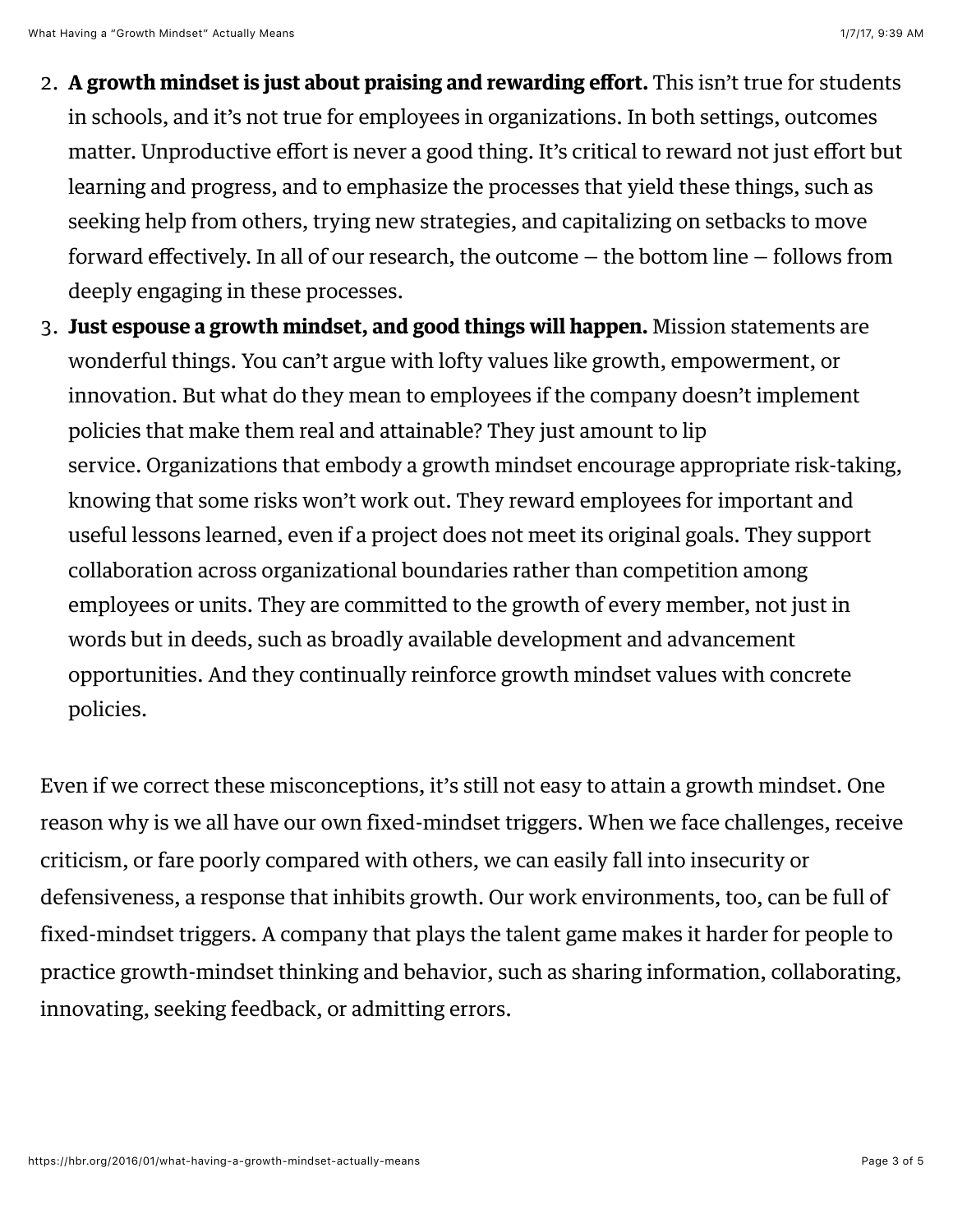2. **A growth mindset is just about praising and rewarding effort.** This isn't true for students in schools, and it's not true for employees in organizations. In both settings, outcomes matter. Unproductive effort is never a good thing. It's critical to reward not just effort but learning and progress, and to emphasize the processes that yield these things, such as seeking help from others, trying new strategies, and capitalizing on setbacks to move forward effectively. In all of our research, the outcome — the bottom line — follows from deeply engaging in these processes.
3. **Just espouse a growth mindset, and good things will happen.** Mission statements are wonderful things. You can't argue with lofty values like growth, empowerment, or innovation. But what do they mean to employees if the company doesn't implement policies that make them real and attainable? They just amount to lip service. Organizations that embody a growth mindset encourage appropriate risk-taking, knowing that some risks won't work out. They reward employees for important and useful lessons learned, even if a project does not meet its original goals. They support collaboration across organizational boundaries rather than competition among employees or units. They are committed to the growth of every member, not just in words but in deeds, such as broadly available development and advancement opportunities. And they continually reinforce growth mindset values with concrete policies.

Even if we correct these misconceptions, it's still not easy to attain a growth mindset. One reason why is we all have our own fixed-mindset triggers. When we face challenges, receive criticism, or fare poorly compared with others, we can easily fall into insecurity or defensiveness, a response that inhibits growth. Our work environments, too, can be full of fixed-mindset triggers. A company that plays the talent game makes it harder for people to practice growth-mindset thinking and behavior, such as sharing information, collaborating, innovating, seeking feedback, or admitting errors.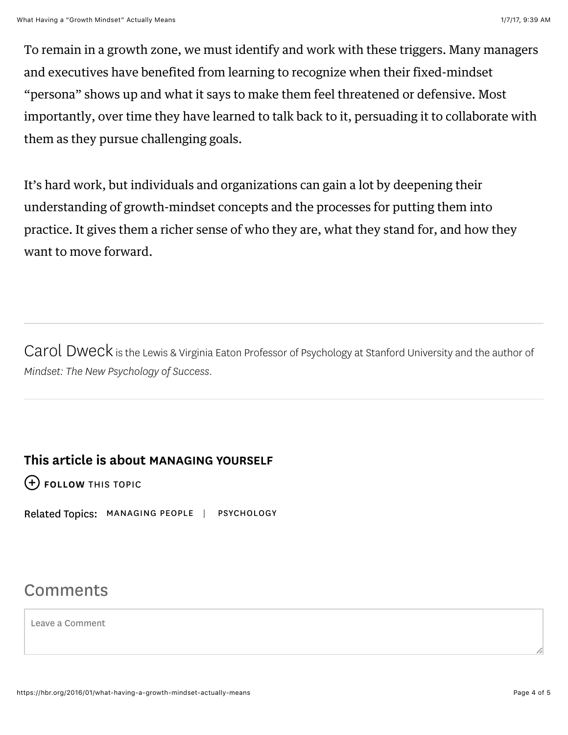To remain in a growth zone, we must identify and work with these triggers. Many managers and executives have benefited from learning to recognize when their fixed-mindset "persona" shows up and what it says to make them feel threatened or defensive. Most importantly, over time they have learned to talk back to it, persuading it to collaborate with them as they pursue challenging goals.

It's hard work, but individuals and organizations can gain a lot by deepening their understanding of growth-mindset concepts and the processes for putting them into practice. It gives them a richer sense of who they are, what they stand for, and how they want to move forward.

---

Carol Dweck is the Lewis & Virginia Eaton Professor of Psychology at Stanford University and the author of *Mindset: The New Psychology of Success*.

---

**This article is about MANAGING YOURSELF**

(+) **FOLLOW** THIS TOPIC

Related Topics: MANAGING PEOPLE | PSYCHOLOGY

## Comments

Leave a Comment